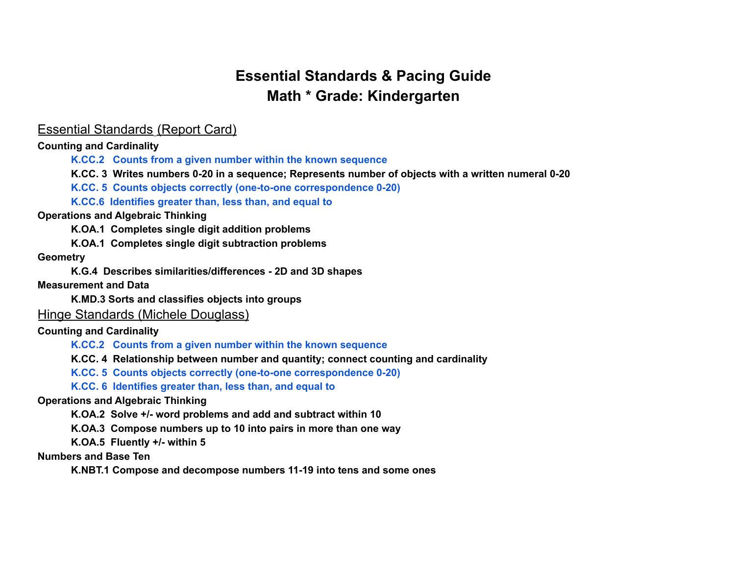# Essential Standards & Pacing Guide
# Math * Grade: Kindergarten

## Essential Standards (Report Card)

**Counting and Cardinality**

- **K.CC.2 Counts from a given number within the known sequence**
- **K.CC. 3 Writes numbers 0-20 in a sequence; Represents number of objects with a written numeral 0-20**
- **K.CC. 5 Counts objects correctly (one-to-one correspondence 0-20)**
- **K.CC.6 Identifies greater than, less than, and equal to**

**Operations and Algebraic Thinking**

- **K.OA.1 Completes single digit addition problems**
- **K.OA.1 Completes single digit subtraction problems**

**Geometry**

- **K.G.4 Describes similarities/differences - 2D and 3D shapes**

**Measurement and Data**

- **K.MD.3 Sorts and classifies objects into groups**

## Hinge Standards (Michele Douglass)

**Counting and Cardinality**

- **K.CC.2 Counts from a given number within the known sequence**
- **K.CC. 4 Relationship between number and quantity; connect counting and cardinality**
- **K.CC. 5 Counts objects correctly (one-to-one correspondence 0-20)**
- **K.CC. 6 Identifies greater than, less than, and equal to**

**Operations and Algebraic Thinking**

- **K.OA.2 Solve +/- word problems and add and subtract within 10**
- **K.OA.3 Compose numbers up to 10 into pairs in more than one way**
- **K.OA.5 Fluently +/- within 5**

**Numbers and Base Ten**

- **K.NBT.1 Compose and decompose numbers 11-19 into tens and some ones**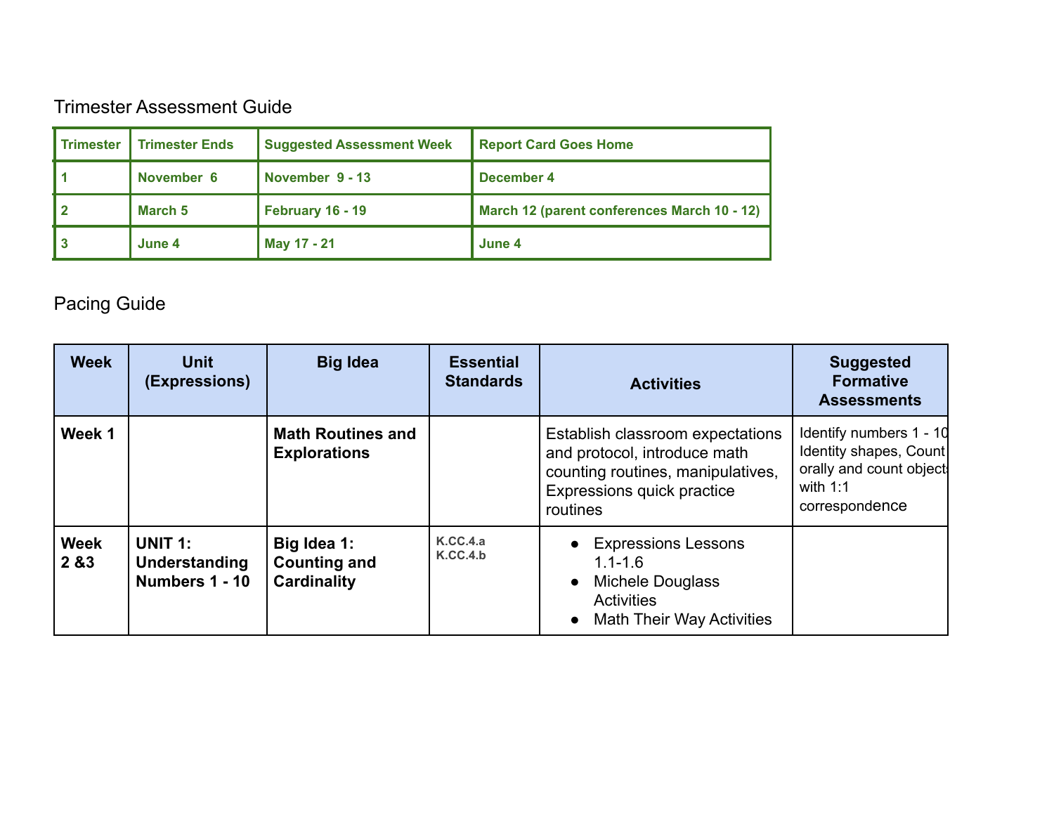## Trimester Assessment Guide

| Trimester | Trimester Ends | Suggested Assessment Week | Report Card Goes Home |
|---|---|---|---|
| 1 | November 6 | November 9 - 13 | December 4 |
| 2 | March 5 | February 16 - 19 | March 12 (parent conferences March 10 - 12) |
| 3 | June 4 | May 17 - 21 | June 4 |

## Pacing Guide

| Week | Unit (Expressions) | Big Idea | Essential Standards | Activities | Suggested Formative Assessments |
|---|---|---|---|---|---|
| **Week 1** | | **Math Routines and Explorations** | | Establish classroom expectations and protocol, introduce math counting routines, manipulatives, Expressions quick practice routines | Identify numbers 1 - 10 Identity shapes, Count orally and count objects with 1:1 correspondence |
| **Week 2 &3** | **UNIT 1: Understanding Numbers 1 - 10** | **Big Idea 1: Counting and Cardinality** | K.CC.4.a<br>K.CC.4.b | • Expressions Lessons 1.1-1.6<br>• Michele Douglass Activities<br>• Math Their Way Activities | |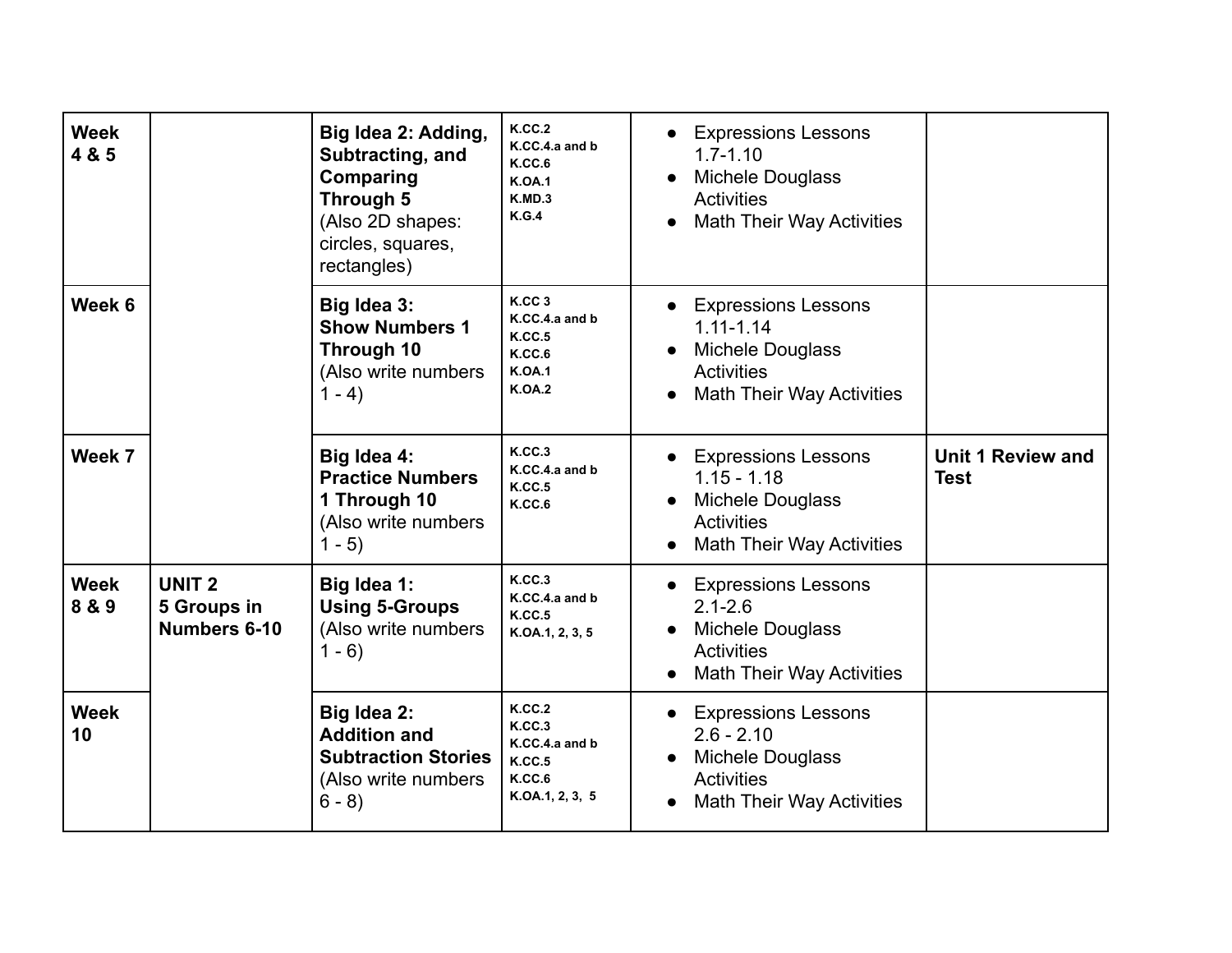| | | | | | |
|---|---|---|---|---|---|
| **Week 4 & 5** | | **Big Idea 2: Adding, Subtracting, and Comparing Through 5** (Also 2D shapes: circles, squares, rectangles) | **K.CC.2** **K.CC.4.a and b** **K.CC.6** **K.OA.1** **K.MD.3** **K.G.4** | • Expressions Lessons 1.7-1.10 • Michele Douglass Activities • Math Their Way Activities | |
| **Week 6** | | **Big Idea 3: Show Numbers 1 Through 10** (Also write numbers 1 - 4) | **K.CC 3** **K.CC.4.a and b** **K.CC.5** **K.CC.6** **K.OA.1** **K.OA.2** | • Expressions Lessons 1.11-1.14 • Michele Douglass Activities • Math Their Way Activities | |
| **Week 7** | | **Big Idea 4: Practice Numbers 1 Through 10** (Also write numbers 1 - 5) | **K.CC.3** **K.CC.4.a and b** **K.CC.5** **K.CC.6** | • Expressions Lessons 1.15 - 1.18 • Michele Douglass Activities • Math Their Way Activities | **Unit 1 Review and Test** |
| **Week 8 & 9** | **UNIT 2 5 Groups in Numbers 6-10** | **Big Idea 1: Using 5-Groups** (Also write numbers 1 - 6) | **K.CC.3** **K.CC.4.a and b** **K.CC.5** **K.OA.1, 2, 3, 5** | • Expressions Lessons 2.1-2.6 • Michele Douglass Activities • Math Their Way Activities | |
| **Week 10** | | **Big Idea 2: Addition and Subtraction Stories** (Also write numbers 6 - 8) | **K.CC.2** **K.CC.3** **K.CC.4.a and b** **K.CC.5** **K.CC.6** **K.OA.1, 2, 3, 5** | • Expressions Lessons 2.6 - 2.10 • Michele Douglass Activities • Math Their Way Activities | |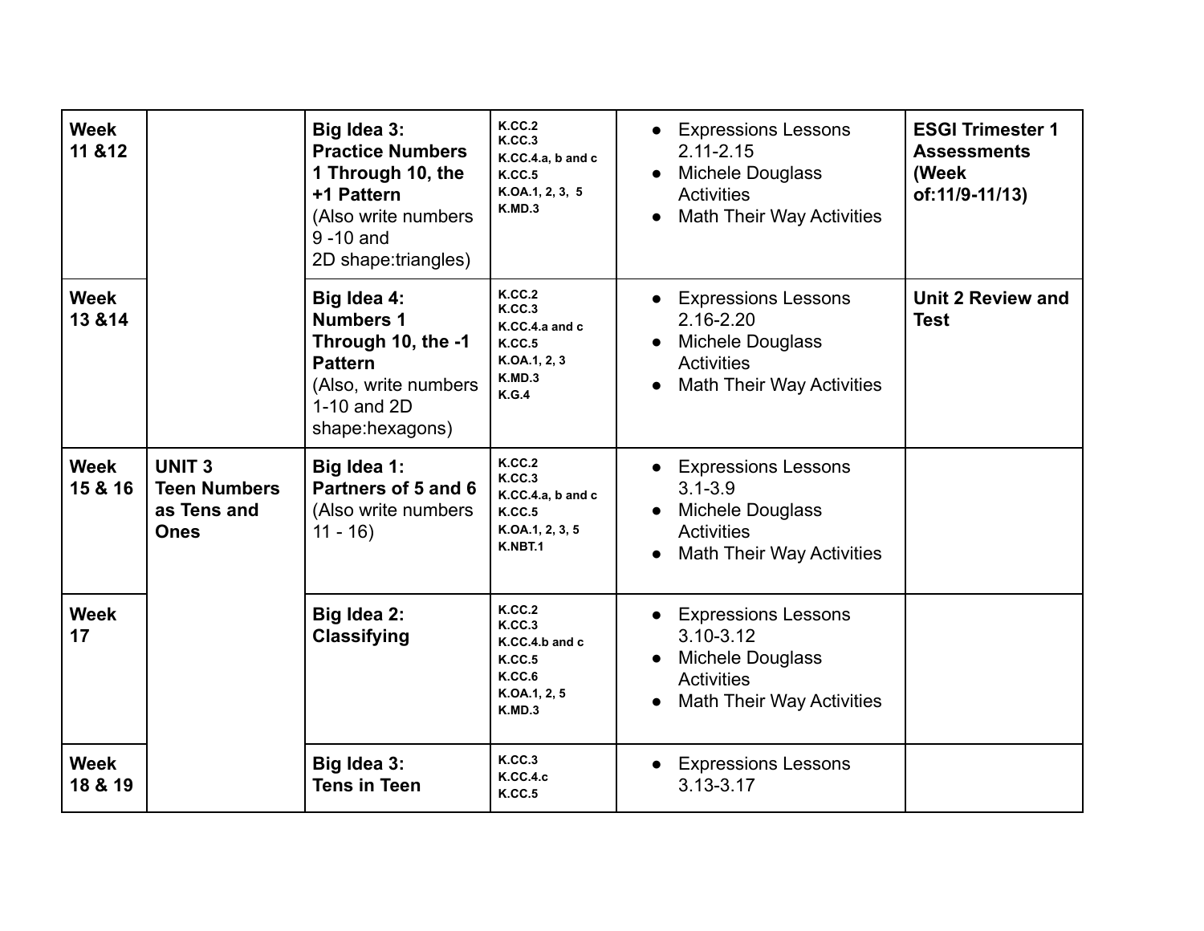| Week | Unit | Big Idea | Standards | Resources | Assessments |
|---|---|---|---|---|---|
| **Week 11 &12** | | **Big Idea 3: Practice Numbers 1 Through 10, the +1 Pattern** (Also write numbers 9 -10 and 2D shape:triangles) | **K.CC.2**<br>**K.CC.3**<br>**K.CC.4.a, b and c**<br>**K.CC.5**<br>**K.OA.1, 2, 3, 5**<br>**K.MD.3** | • Expressions Lessons 2.11-2.15<br>• Michele Douglass Activities<br>• Math Their Way Activities | **ESGI Trimester 1 Assessments (Week of:11/9-11/13)** |
| **Week 13 &14** | | **Big Idea 4: Numbers 1 Through 10, the -1 Pattern** (Also, write numbers 1-10 and 2D shape:hexagons) | **K.CC.2**<br>**K.CC.3**<br>**K.CC.4.a and c**<br>**K.CC.5**<br>**K.OA.1, 2, 3**<br>**K.MD.3**<br>**K.G.4** | • Expressions Lessons 2.16-2.20<br>• Michele Douglass Activities<br>• Math Their Way Activities | **Unit 2 Review and Test** |
| **Week 15 & 16** | **UNIT 3 Teen Numbers as Tens and Ones** | **Big Idea 1: Partners of 5 and 6** (Also write numbers 11 - 16) | **K.CC.2**<br>**K.CC.3**<br>**K.CC.4.a, b and c**<br>**K.CC.5**<br>**K.OA.1, 2, 3, 5**<br>**K.NBT.1** | • Expressions Lessons 3.1-3.9<br>• Michele Douglass Activities<br>• Math Their Way Activities | |
| **Week 17** | | **Big Idea 2: Classifying** | **K.CC.2**<br>**K.CC.3**<br>**K.CC.4.b and c**<br>**K.CC.5**<br>**K.CC.6**<br>**K.OA.1, 2, 5**<br>**K.MD.3** | • Expressions Lessons 3.10-3.12<br>• Michele Douglass Activities<br>• Math Their Way Activities | |
| **Week 18 & 19** | | **Big Idea 3: Tens in Teen** | **K.CC.3**<br>**K.CC.4.c**<br>**K.CC.5** | • Expressions Lessons 3.13-3.17 | |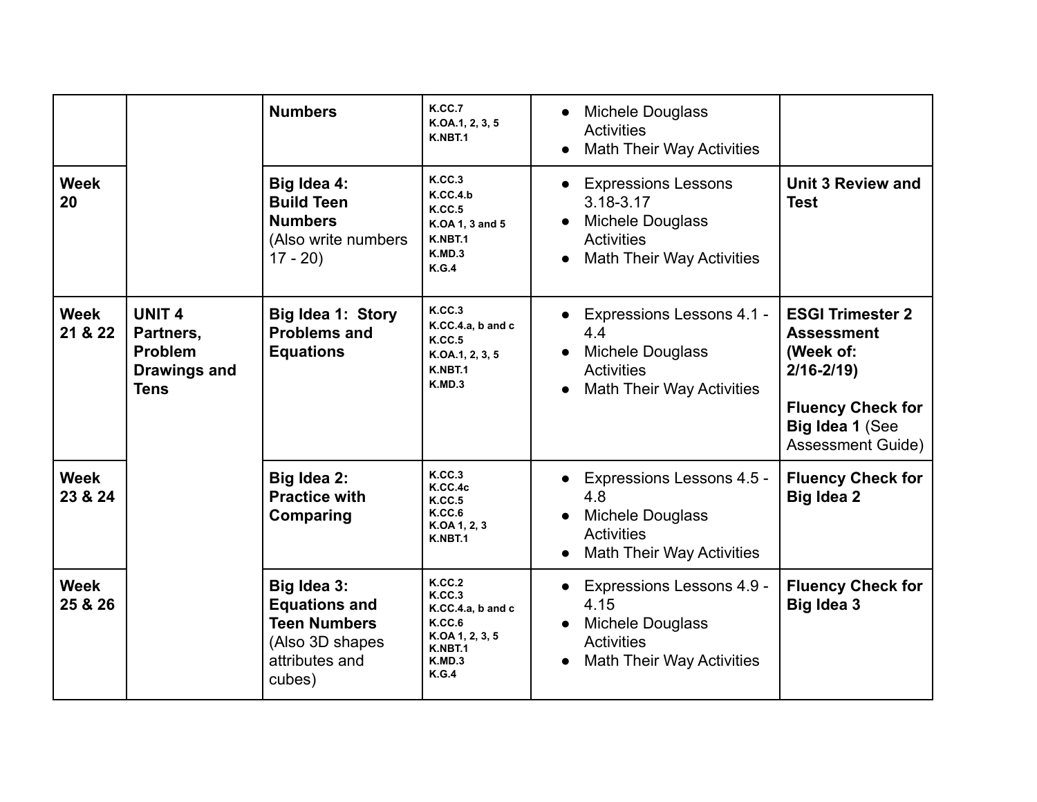| | | | | | |
|---|---|---|---|---|---|
| | | **Numbers** | **K.CC.7**<br>**K.OA.1, 2, 3, 5**<br>**K.NBT.1** | • Michele Douglass Activities<br>• Math Their Way Activities | |
| **Week 20** | | **Big Idea 4: Build Teen Numbers** (Also write numbers 17 - 20) | **K.CC.3**<br>**K.CC.4.b**<br>**K.CC.5**<br>**K.OA 1, 3 and 5**<br>**K.NBT.1**<br>**K.MD.3**<br>**K.G.4** | • Expressions Lessons 3.18-3.17<br>• Michele Douglass Activities<br>• Math Their Way Activities | **Unit 3 Review and Test** |
| **Week 21 & 22** | **UNIT 4 Partners, Problem Drawings and Tens** | **Big Idea 1: Story Problems and Equations** | **K.CC.3**<br>**K.CC.4.a, b and c**<br>**K.CC.5**<br>**K.OA.1, 2, 3, 5**<br>**K.NBT.1**<br>**K.MD.3** | • Expressions Lessons 4.1 - 4.4<br>• Michele Douglass Activities<br>• Math Their Way Activities | **ESGI Trimester 2 Assessment (Week of: 2/16-2/19)**<br><br>**Fluency Check for Big Idea 1** (See Assessment Guide) |
| **Week 23 & 24** | | **Big Idea 2: Practice with Comparing** | **K.CC.3**<br>**K.CC.4c**<br>**K.CC.5**<br>**K.CC.6**<br>**K.OA 1, 2, 3**<br>**K.NBT.1** | • Expressions Lessons 4.5 - 4.8<br>• Michele Douglass Activities<br>• Math Their Way Activities | **Fluency Check for Big Idea 2** |
| **Week 25 & 26** | | **Big Idea 3: Equations and Teen Numbers** (Also 3D shapes attributes and cubes) | **K.CC.2**<br>**K.CC.3**<br>**K.CC.4.a, b and c**<br>**K.CC.6**<br>**K.OA 1, 2, 3, 5**<br>**K.NBT.1**<br>**K.MD.3**<br>**K.G.4** | • Expressions Lessons 4.9 - 4.15<br>• Michele Douglass Activities<br>• Math Their Way Activities | **Fluency Check for Big Idea 3** |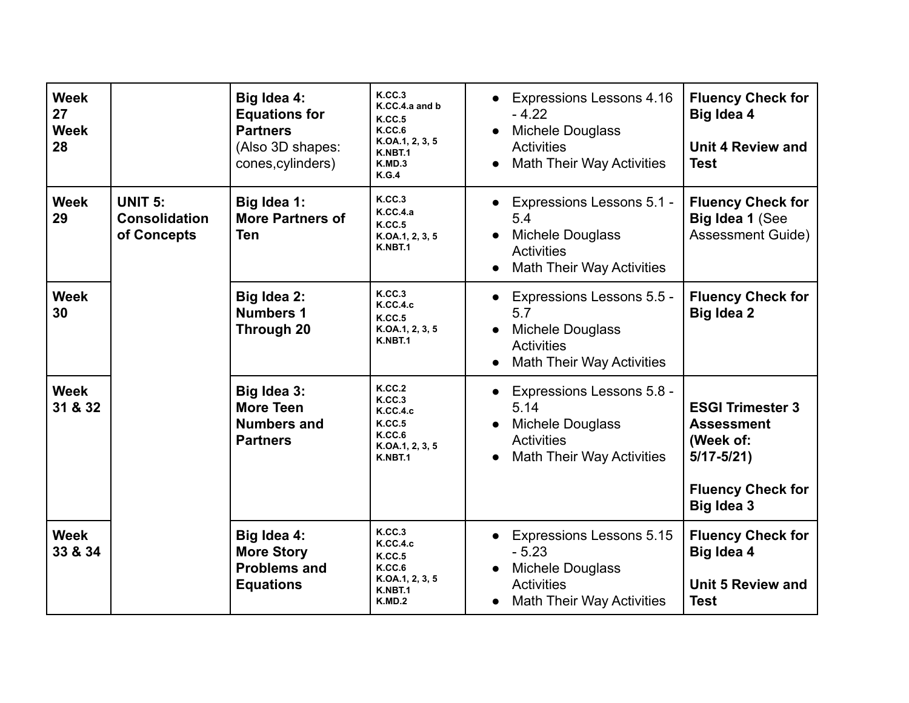| Week 27 Week 28 | | **Big Idea 4: Equations for Partners** (Also 3D shapes: cones,cylinders) | **K.CC.3** **K.CC.4.a and b** **K.CC.5** **K.CC.6** **K.OA.1, 2, 3, 5** **K.NBT.1** **K.MD.3** **K.G.4** | • Expressions Lessons 4.16 - 4.22 • Michele Douglass Activities • Math Their Way Activities | **Fluency Check for Big Idea 4** **Unit 4 Review and Test** |
|---|---|---|---|---|---|
| **Week 29** | **UNIT 5: Consolidation of Concepts** | **Big Idea 1: More Partners of Ten** | **K.CC.3** **K.CC.4.a** **K.CC.5** **K.OA.1, 2, 3, 5** **K.NBT.1** | • Expressions Lessons 5.1 - 5.4 • Michele Douglass Activities • Math Their Way Activities | **Fluency Check for Big Idea 1** (See Assessment Guide) |
| **Week 30** | | **Big Idea 2: Numbers 1 Through 20** | **K.CC.3** **K.CC.4.c** **K.CC.5** **K.OA.1, 2, 3, 5** **K.NBT.1** | • Expressions Lessons 5.5 - 5.7 • Michele Douglass Activities • Math Their Way Activities | **Fluency Check for Big Idea 2** |
| **Week 31 & 32** | | **Big Idea 3: More Teen Numbers and Partners** | **K.CC.2** **K.CC.3** **K.CC.4.c** **K.CC.5** **K.CC.6** **K.OA.1, 2, 3, 5** **K.NBT.1** | • Expressions Lessons 5.8 - 5.14 • Michele Douglass Activities • Math Their Way Activities | **ESGI Trimester 3 Assessment (Week of: 5/17-5/21)** **Fluency Check for Big Idea 3** |
| **Week 33 & 34** | | **Big Idea 4: More Story Problems and Equations** | **K.CC.3** **K.CC.4.c** **K.CC.5** **K.CC.6** **K.OA.1, 2, 3, 5** **K.NBT.1** **K.MD.2** | • Expressions Lessons 5.15 - 5.23 • Michele Douglass Activities • Math Their Way Activities | **Fluency Check for Big Idea 4** **Unit 5 Review and Test** |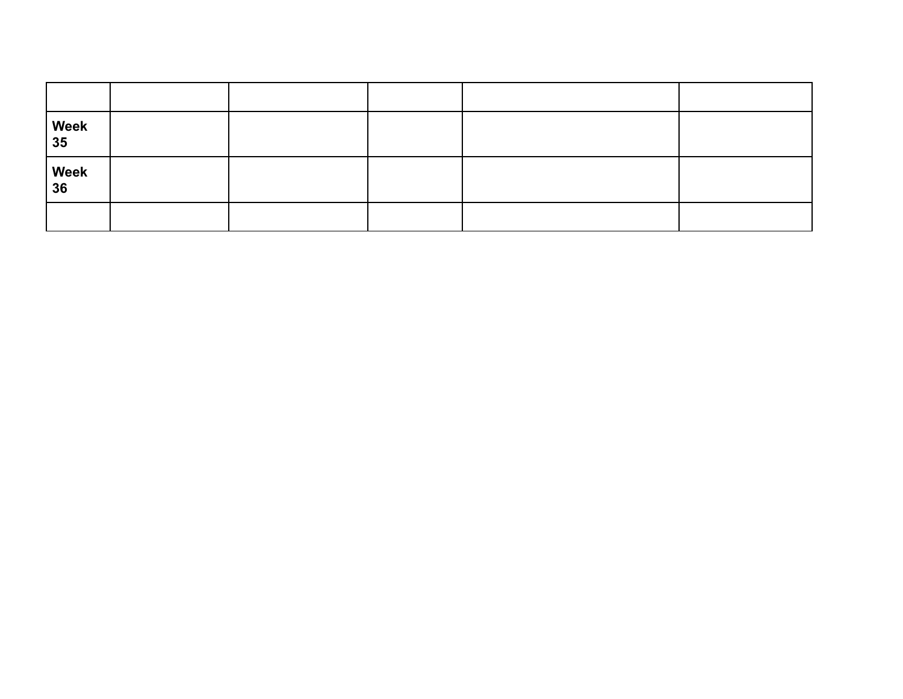| | | | | | |
|---|---|---|---|---|---|
| | | | | | |
| **Week 35** | | | | | |
| **Week 36** | | | | | |
| | | | | | |